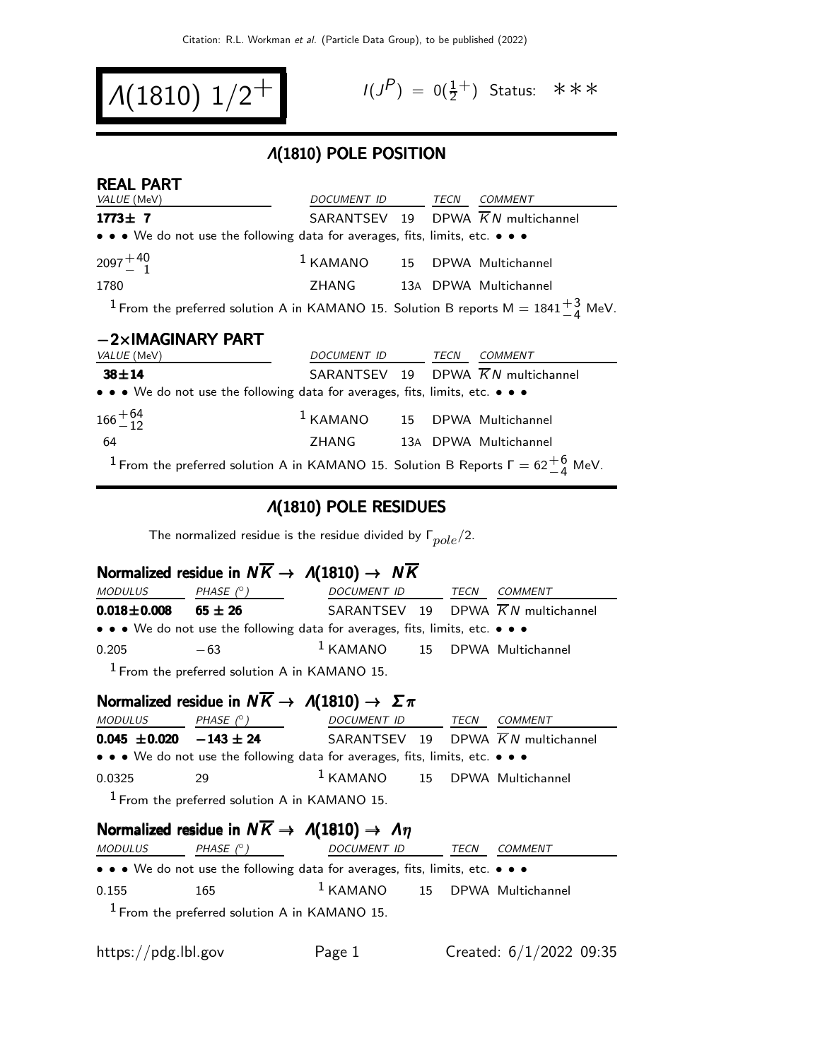Citation: R.L. Workman et al. (Particle Data Group), to be published (2022)

# $\Lambda(1810)$ $1/2^+$

$I(J^P) = 0(\frac{1}{2}^+)$ Status: ∗∗∗

## $\Lambda(1810)$ POLE POSITION

### REAL PART

| VALUE (MeV) | DOCUMENT ID | | TECN | COMMENT |
|---|---|---|---|---|
| **1773± 7** | SARANTSEV | 19 | DPWA | $\overline{K}N$ multichannel |
| • • • We do not use the following data for averages, fits, limits, etc. • • • | | | | |
| $2097^{+40}_{-1}$ | [1] KAMANO | 15 | DPWA | Multichannel |
| 1780 | ZHANG | 13A | DPWA | Multichannel |

[1] From the preferred solution A in KAMANO 15. Solution B reports M = $1841^{+3}_{-4}$ MeV.

### −2×IMAGINARY PART

| VALUE (MeV) | DOCUMENT ID | | TECN | COMMENT |
|---|---|---|---|---|
| **38±14** | SARANTSEV | 19 | DPWA | $\overline{K}N$ multichannel |
| • • • We do not use the following data for averages, fits, limits, etc. • • • | | | | |
| $166^{+64}_{-12}$ | [1] KAMANO | 15 | DPWA | Multichannel |
| 64 | ZHANG | 13A | DPWA | Multichannel |

[1] From the preferred solution A in KAMANO 15. Solution B Reports $\Gamma = 62^{+6}_{-4}$ MeV.

## $\Lambda(1810)$ POLE RESIDUES

The normalized residue is the residue divided by $\Gamma_{pole}/2$.

### Normalized residue in $N\overline{K} \to \Lambda(1810) \to N\overline{K}$

| MODULUS | PHASE (°) | DOCUMENT ID | | TECN | COMMENT |
|---|---|---|---|---|---|
| **0.018±0.008** | **65 ± 26** | SARANTSEV | 19 | DPWA | $\overline{K}N$ multichannel |
| • • • We do not use the following data for averages, fits, limits, etc. • • • | | | | | |
| 0.205 | −63 | [1] KAMANO | 15 | DPWA | Multichannel |

[1] From the preferred solution A in KAMANO 15.

### Normalized residue in $N\overline{K} \to \Lambda(1810) \to \Sigma\pi$

| MODULUS | PHASE (°) | DOCUMENT ID | | TECN | COMMENT |
|---|---|---|---|---|---|
| **0.045 ±0.020** | **−143 ± 24** | SARANTSEV | 19 | DPWA | $\overline{K}N$ multichannel |
| • • • We do not use the following data for averages, fits, limits, etc. • • • | | | | | |
| 0.0325 | 29 | [1] KAMANO | 15 | DPWA | Multichannel |

[1] From the preferred solution A in KAMANO 15.

### Normalized residue in $N\overline{K} \to \Lambda(1810) \to \Lambda\eta$

| MODULUS | PHASE (°) | DOCUMENT ID | | TECN | COMMENT |
|---|---|---|---|---|---|
| • • • We do not use the following data for averages, fits, limits, etc. • • • | | | | | |
| 0.155 | 165 | [1] KAMANO | 15 | DPWA | Multichannel |

[1] From the preferred solution A in KAMANO 15.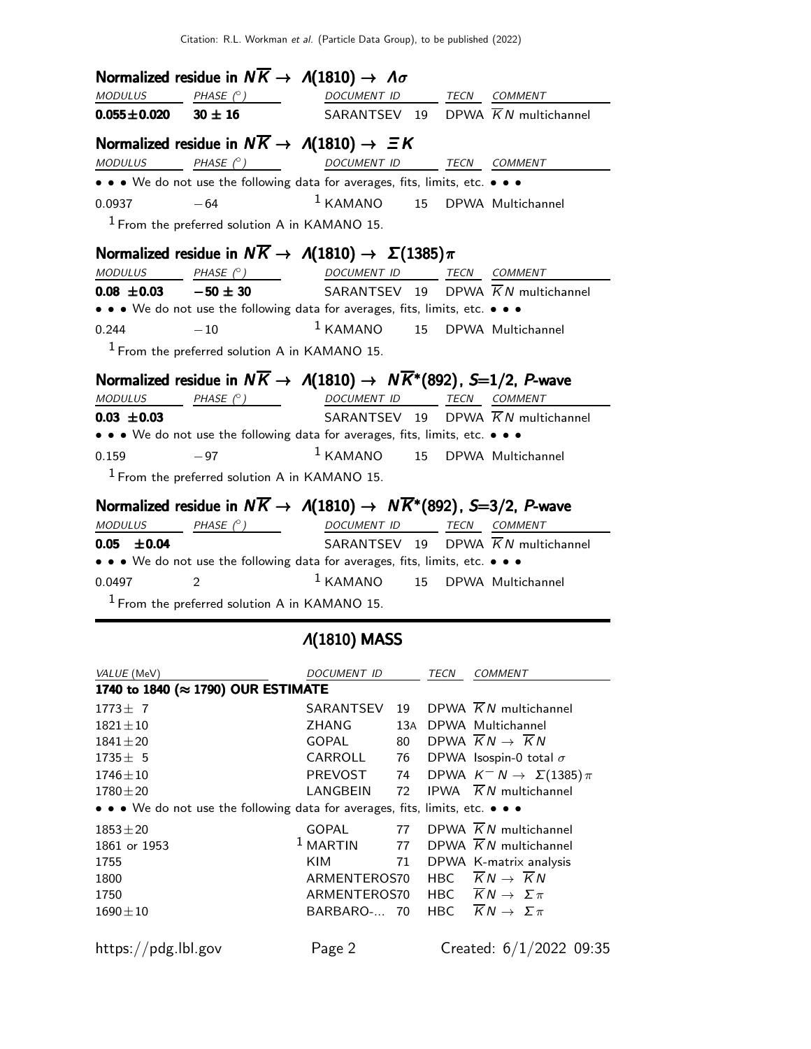### Normalized residue in $N\overline{K} \rightarrow \Lambda(1810) \rightarrow \Lambda\sigma$

| MODULUS | PHASE (°) | DOCUMENT ID | | TECN | COMMENT |
|---|---|---|---|---|---|
| **0.055±0.020** | **30 ± 16** | SARANTSEV | 19 | DPWA | $\overline{K}N$ multichannel |

### Normalized residue in $N\overline{K} \rightarrow \Lambda(1810) \rightarrow \Xi K$

| MODULUS | PHASE (°) | DOCUMENT ID | | TECN | COMMENT |
|---|---|---|---|---|---|
| • • • We do not use the following data for averages, fits, limits, etc. • • • | | | | | |
| 0.0937 | −64 | [1] KAMANO | 15 | DPWA | Multichannel |

[1] From the preferred solution A in KAMANO 15.

### Normalized residue in $N\overline{K} \rightarrow \Lambda(1810) \rightarrow \Sigma(1385)\pi$

| MODULUS | PHASE (°) | DOCUMENT ID | | TECN | COMMENT |
|---|---|---|---|---|---|
| **0.08 ±0.03** | **−50 ± 30** | SARANTSEV | 19 | DPWA | $\overline{K}N$ multichannel |
| • • • We do not use the following data for averages, fits, limits, etc. • • • | | | | | |
| 0.244 | −10 | [1] KAMANO | 15 | DPWA | Multichannel |

[1] From the preferred solution A in KAMANO 15.

### Normalized residue in $N\overline{K} \rightarrow \Lambda(1810) \rightarrow N\overline{K}^*(892)$, $S$=1/2, $P$-wave

| MODULUS | PHASE (°) | DOCUMENT ID | | TECN | COMMENT |
|---|---|---|---|---|---|
| **0.03 ±0.03** | | SARANTSEV | 19 | DPWA | $\overline{K}N$ multichannel |
| • • • We do not use the following data for averages, fits, limits, etc. • • • | | | | | |
| 0.159 | −97 | [1] KAMANO | 15 | DPWA | Multichannel |

[1] From the preferred solution A in KAMANO 15.

### Normalized residue in $N\overline{K} \rightarrow \Lambda(1810) \rightarrow N\overline{K}^*(892)$, $S$=3/2, $P$-wave

| MODULUS | PHASE (°) | DOCUMENT ID | | TECN | COMMENT |
|---|---|---|---|---|---|
| **0.05 ±0.04** | | SARANTSEV | 19 | DPWA | $\overline{K}N$ multichannel |
| • • • We do not use the following data for averages, fits, limits, etc. • • • | | | | | |
| 0.0497 | 2 | [1] KAMANO | 15 | DPWA | Multichannel |

[1] From the preferred solution A in KAMANO 15.

## Λ(1810) MASS

| VALUE (MeV) | DOCUMENT ID | | TECN | COMMENT |
|---|---|---|---|---|
| **1740 to 1840 (≈ 1790) OUR ESTIMATE** | | | | |
| 1773± 7 | SARANTSEV | 19 | DPWA | $\overline{K}N$ multichannel |
| 1821±10 | ZHANG | 13A | DPWA | Multichannel |
| 1841±20 | GOPAL | 80 | DPWA | $\overline{K}N \rightarrow \overline{K}N$ |
| 1735± 5 | CARROLL | 76 | DPWA | Isospin-0 total $\sigma$ |
| 1746±10 | PREVOST | 74 | DPWA | $K^- N \rightarrow \Sigma(1385)\pi$ |
| 1780±20 | LANGBEIN | 72 | IPWA | $\overline{K}N$ multichannel |
| • • • We do not use the following data for averages, fits, limits, etc. • • • | | | | |
| 1853±20 | GOPAL | 77 | DPWA | $\overline{K}N$ multichannel |
| 1861 or 1953 | [1] MARTIN | 77 | DPWA | $\overline{K}N$ multichannel |
| 1755 | KIM | 71 | DPWA | K-matrix analysis |
| 1800 | ARMENTEROS | 70 | HBC | $\overline{K}N \rightarrow \overline{K}N$ |
| 1750 | ARMENTEROS | 70 | HBC | $\overline{K}N \rightarrow \Sigma\pi$ |
| 1690±10 | BARBARO-... | 70 | HBC | $\overline{K}N \rightarrow \Sigma\pi$ |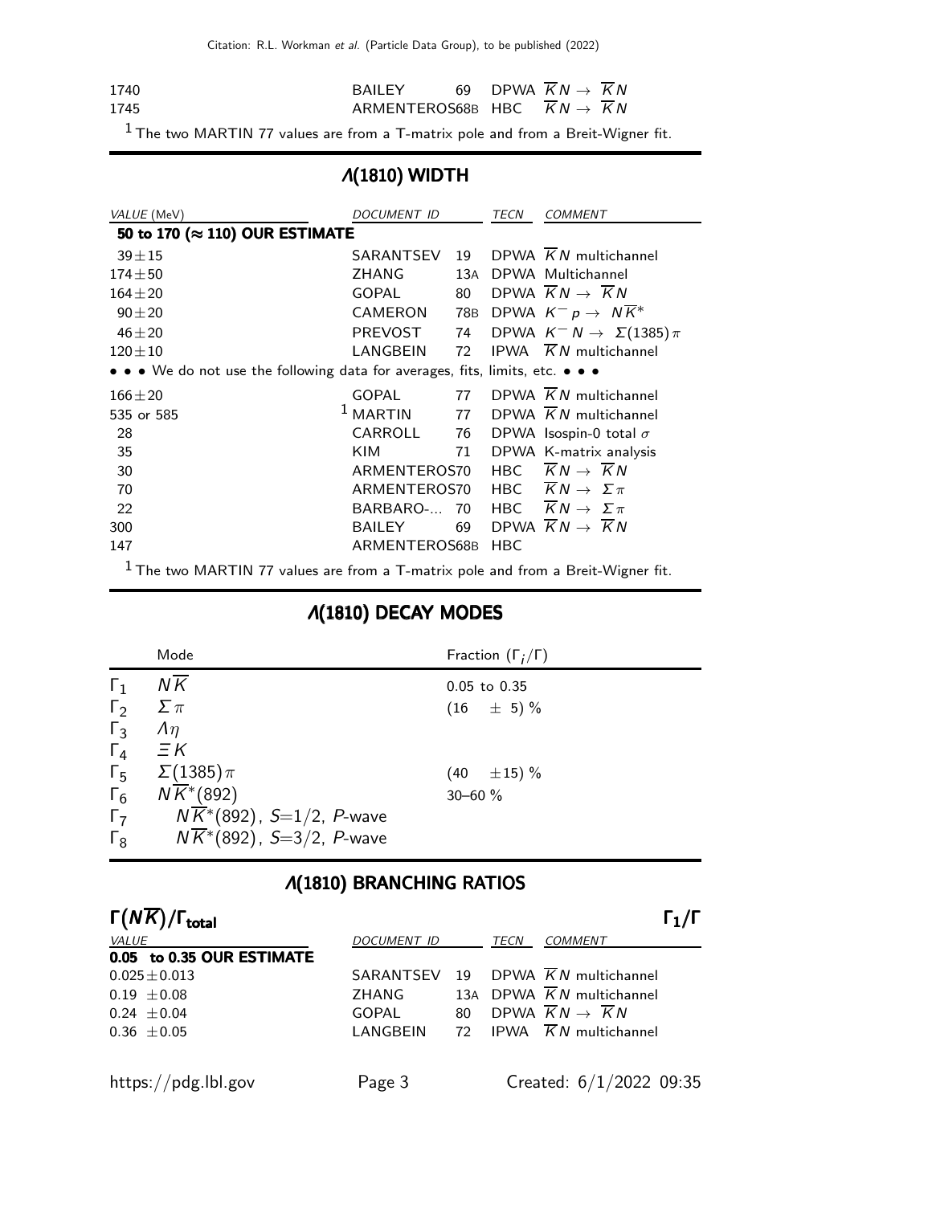| | | | |
|---|---|---|---|
| 1740 | BAILEY 69 | DPWA | $\overline{K}N \to \overline{K}N$ |
| 1745 | ARMENTEROS68B | HBC | $\overline{K}N \to \overline{K}N$ |

[1] The two MARTIN 77 values are from a T-matrix pole and from a Breit-Wigner fit.

## $\Lambda(1810)$ WIDTH

| *VALUE* (MeV) | *DOCUMENT ID* | | *TECN* | *COMMENT* |
|---|---|---|---|---|
| **50 to 170 (≈ 110) OUR ESTIMATE** | | | | |
| $39 \pm 15$ | SARANTSEV | 19 | DPWA | $\overline{K}N$ multichannel |
| $174 \pm 50$ | ZHANG | 13A | DPWA | Multichannel |
| $164 \pm 20$ | GOPAL | 80 | DPWA | $\overline{K}N \to \overline{K}N$ |
| $90 \pm 20$ | CAMERON | 78B | DPWA | $K^- p \to N\overline{K}^*$ |
| $46 \pm 20$ | PREVOST | 74 | DPWA | $K^- N \to \Sigma(1385)\pi$ |
| $120 \pm 10$ | LANGBEIN | 72 | IPWA | $\overline{K}N$ multichannel |
| • • • We do not use the following data for averages, fits, limits, etc. • • • | | | | |
| $166 \pm 20$ | GOPAL | 77 | DPWA | $\overline{K}N$ multichannel |
| 535 or 585 | MARTIN [1] | 77 | DPWA | $\overline{K}N$ multichannel |
| 28 | CARROLL | 76 | DPWA | Isospin-0 total $\sigma$ |
| 35 | KIM | 71 | DPWA | K-matrix analysis |
| 30 | ARMENTEROS70 | | HBC | $\overline{K}N \to \overline{K}N$ |
| 70 | ARMENTEROS70 | | HBC | $\overline{K}N \to \Sigma\pi$ |
| 22 | BARBARO-... | 70 | HBC | $\overline{K}N \to \Sigma\pi$ |
| 300 | BAILEY | 69 | DPWA | $\overline{K}N \to \overline{K}N$ |
| 147 | ARMENTEROS68B | | HBC | |

[1] The two MARTIN 77 values are from a T-matrix pole and from a Breit-Wigner fit.

## $\Lambda(1810)$ DECAY MODES

| | Mode | Fraction ($\Gamma_i/\Gamma$) |
|---|---|---|
| $\Gamma_1$ | $N\overline{K}$ | 0.05 to 0.35 |
| $\Gamma_2$ | $\Sigma\pi$ | $(16 \pm 5)$ % |
| $\Gamma_3$ | $\Lambda\eta$ | |
| $\Gamma_4$ | $\Xi K$ | |
| $\Gamma_5$ | $\Sigma(1385)\pi$ | $(40 \pm 15)$ % |
| $\Gamma_6$ | $N\overline{K}^*(892)$ | 30–60 % |
| $\Gamma_7$ | $N\overline{K}^*(892)$, $S$=1/2, $P$-wave | |
| $\Gamma_8$ | $N\overline{K}^*(892)$, $S$=3/2, $P$-wave | |

## $\Lambda(1810)$ BRANCHING RATIOS

### $\Gamma(N\overline{K})/\Gamma_{\text{total}}$ — $\Gamma_1/\Gamma$

| *VALUE* | *DOCUMENT ID* | | *TECN* | *COMMENT* |
|---|---|---|---|---|
| **0.05 to 0.35 OUR ESTIMATE** | | | | |
| $0.025 \pm 0.013$ | SARANTSEV | 19 | DPWA | $\overline{K}N$ multichannel |
| $0.19 \pm 0.08$ | ZHANG | 13A | DPWA | $\overline{K}N$ multichannel |
| $0.24 \pm 0.04$ | GOPAL | 80 | DPWA | $\overline{K}N \to \overline{K}N$ |
| $0.36 \pm 0.05$ | LANGBEIN | 72 | IPWA | $\overline{K}N$ multichannel |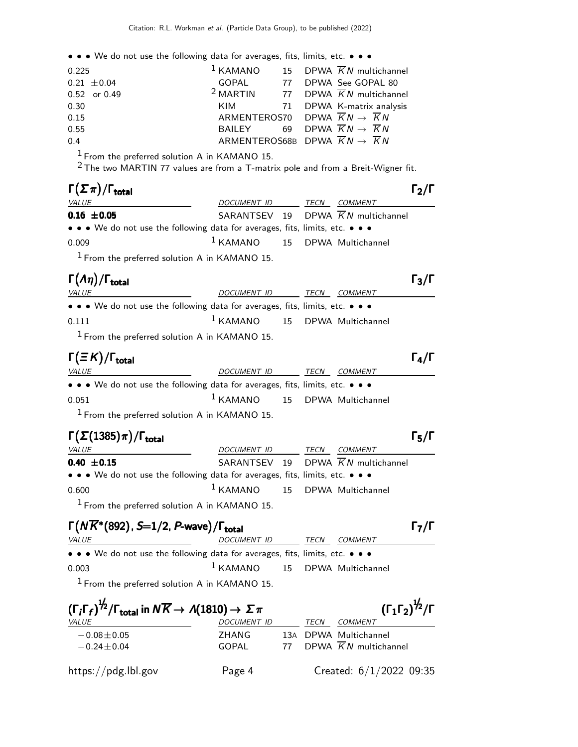• • • We do not use the following data for averages, fits, limits, etc. • • •

| | | | | |
|---|---|---|---|---|
| 0.225 | [1] KAMANO | 15 | DPWA | $\overline{K}N$ multichannel |
| 0.21 $\pm$0.04 | GOPAL | 77 | DPWA | See GOPAL 80 |
| 0.52 or 0.49 | [2] MARTIN | 77 | DPWA | $\overline{K}N$ multichannel |
| 0.30 | KIM | 71 | DPWA | K-matrix analysis |
| 0.15 | ARMENTEROS | 70 | DPWA | $\overline{K}N \rightarrow \overline{K}N$ |
| 0.55 | BAILEY | 69 | DPWA | $\overline{K}N \rightarrow \overline{K}N$ |
| 0.4 | ARMENTEROS | 68B | DPWA | $\overline{K}N \rightarrow \overline{K}N$ |

[1] From the preferred solution A in KAMANO 15.

[2] The two MARTIN 77 values are from a T-matrix pole and from a Breit-Wigner fit.

### $\Gamma(\Sigma\pi)/\Gamma_{\text{total}}$ — $\Gamma_2/\Gamma$

| VALUE | DOCUMENT ID | | TECN | COMMENT |
|---|---|---|---|---|
| **0.16 $\pm$0.05** | SARANTSEV | 19 | DPWA | $\overline{K}N$ multichannel |
| • • • We do not use the following data for averages, fits, limits, etc. • • • | | | | |
| 0.009 | [1] KAMANO | 15 | DPWA | Multichannel |

[1] From the preferred solution A in KAMANO 15.

### $\Gamma(\Lambda\eta)/\Gamma_{\text{total}}$ — $\Gamma_3/\Gamma$

| VALUE | DOCUMENT ID | | TECN | COMMENT |
|---|---|---|---|---|
| • • • We do not use the following data for averages, fits, limits, etc. • • • | | | | |
| 0.111 | [1] KAMANO | 15 | DPWA | Multichannel |

[1] From the preferred solution A in KAMANO 15.

### $\Gamma(\Xi K)/\Gamma_{\text{total}}$ — $\Gamma_4/\Gamma$

| VALUE | DOCUMENT ID | | TECN | COMMENT |
|---|---|---|---|---|
| • • • We do not use the following data for averages, fits, limits, etc. • • • | | | | |
| 0.051 | [1] KAMANO | 15 | DPWA | Multichannel |

[1] From the preferred solution A in KAMANO 15.

### $\Gamma(\Sigma(1385)\pi)/\Gamma_{\text{total}}$ — $\Gamma_5/\Gamma$

| VALUE | DOCUMENT ID | | TECN | COMMENT |
|---|---|---|---|---|
| **0.40 $\pm$0.15** | SARANTSEV | 19 | DPWA | $\overline{K}N$ multichannel |
| • • • We do not use the following data for averages, fits, limits, etc. • • • | | | | |
| 0.600 | [1] KAMANO | 15 | DPWA | Multichannel |

[1] From the preferred solution A in KAMANO 15.

### $\Gamma(N\overline{K}^*(892), S=1/2, P\text{-wave})/\Gamma_{\text{total}}$ — $\Gamma_7/\Gamma$

| VALUE | DOCUMENT ID | | TECN | COMMENT |
|---|---|---|---|---|
| • • • We do not use the following data for averages, fits, limits, etc. • • • | | | | |
| 0.003 | [1] KAMANO | 15 | DPWA | Multichannel |

[1] From the preferred solution A in KAMANO 15.

### $(\Gamma_i\Gamma_f)^{1/2}/\Gamma_{\text{total}}$ in $N\overline{K} \rightarrow \Lambda(1810) \rightarrow \Sigma\pi$ — $(\Gamma_1\Gamma_2)^{1/2}/\Gamma$

| VALUE | DOCUMENT ID | | TECN | COMMENT |
|---|---|---|---|---|
| $-0.08\pm0.05$ | ZHANG | 13A | DPWA | Multichannel |
| $-0.24\pm0.04$ | GOPAL | 77 | DPWA | $\overline{K}N$ multichannel |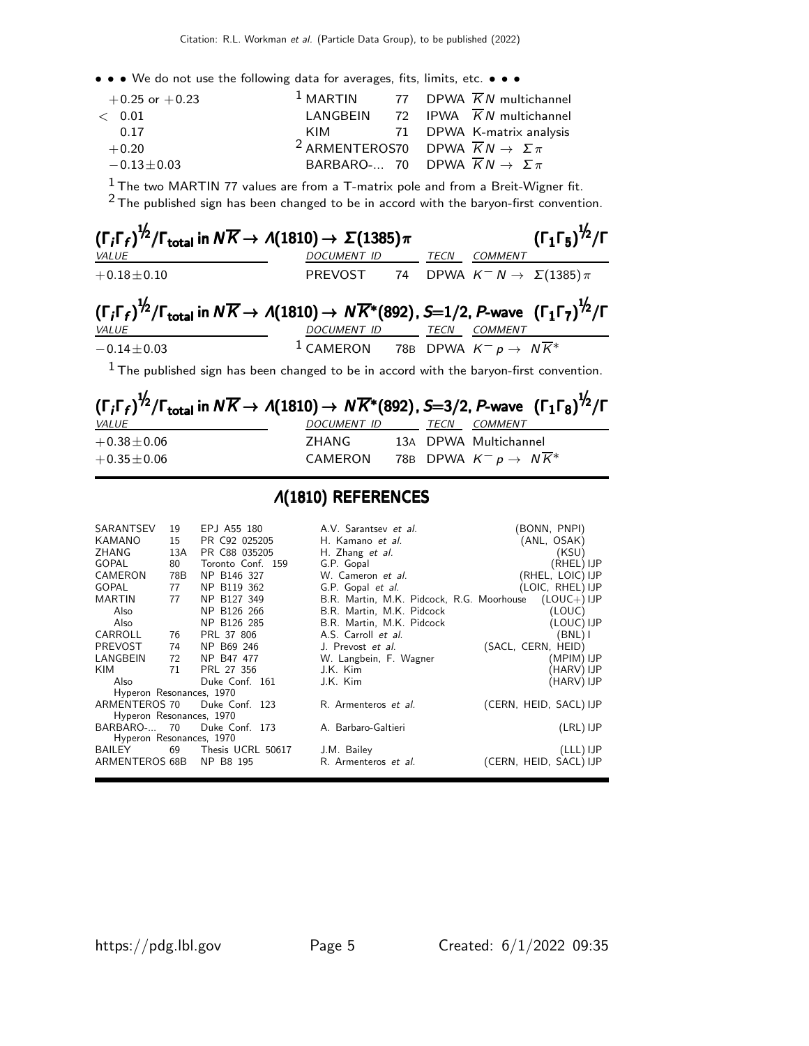• • • We do not use the following data for averages, fits, limits, etc. • • •

| | | | | |
|---|---|---|---|---|
| +0.25 or +0.23 | [1] MARTIN | 77 | DPWA | $\overline{K}N$ multichannel |
| < 0.01 | LANGBEIN | 72 | IPWA | $\overline{K}N$ multichannel |
| 0.17 | KIM | 71 | DPWA | K-matrix analysis |
| +0.20 | [2] ARMENTEROS | 70 | DPWA | $\overline{K}N \to \Sigma\pi$ |
| $-0.13\pm0.03$ | BARBARO-... | 70 | DPWA | $\overline{K}N \to \Sigma\pi$ |

[1] The two MARTIN 77 values are from a T-matrix pole and from a Breit-Wigner fit.
[2] The published sign has been changed to be in accord with the baryon-first convention.

### $(\Gamma_i\Gamma_f)^{1/2}/\Gamma_{total}$ in $N\overline{K} \to \Lambda(1810) \to \Sigma(1385)\pi$ — $(\Gamma_1\Gamma_5)^{1/2}/\Gamma$

| VALUE | DOCUMENT ID | | TECN | COMMENT |
|---|---|---|---|---|
| $+0.18\pm0.10$ | PREVOST | 74 | DPWA | $K^- N \to \Sigma(1385)\pi$ |

### $(\Gamma_i\Gamma_f)^{1/2}/\Gamma_{total}$ in $N\overline{K} \to \Lambda(1810) \to N\overline{K}^*(892)$, S=1/2, P-wave — $(\Gamma_1\Gamma_7)^{1/2}/\Gamma$

| VALUE | DOCUMENT ID | | TECN | COMMENT |
|---|---|---|---|---|
| $-0.14\pm0.03$ | [1] CAMERON | 78B | DPWA | $K^- p \to N\overline{K}^*$ |

[1] The published sign has been changed to be in accord with the baryon-first convention.

### $(\Gamma_i\Gamma_f)^{1/2}/\Gamma_{total}$ in $N\overline{K} \to \Lambda(1810) \to N\overline{K}^*(892)$, S=3/2, P-wave — $(\Gamma_1\Gamma_8)^{1/2}/\Gamma$

| VALUE | DOCUMENT ID | | TECN | COMMENT |
|---|---|---|---|---|
| $+0.38\pm0.06$ | ZHANG | 13A | DPWA | Multichannel |
| $+0.35\pm0.06$ | CAMERON | 78B | DPWA | $K^- p \to N\overline{K}^*$ |

## Λ(1810) REFERENCES

| | | | | |
|---|---|---|---|---|
| SARANTSEV | 19 | EPJ A55 180 | A.V. Sarantsev *et al.* | (BONN, PNPI) |
| KAMANO | 15 | PR C92 025205 | H. Kamano *et al.* | (ANL, OSAK) |
| ZHANG | 13A | PR C88 035205 | H. Zhang *et al.* | (KSU) |
| GOPAL | 80 | Toronto Conf. 159 | G.P. Gopal | (RHEL) IJP |
| CAMERON | 78B | NP B146 327 | W. Cameron *et al.* | (RHEL, LOIC) IJP |
| GOPAL | 77 | NP B119 362 | G.P. Gopal *et al.* | (LOIC, RHEL) IJP |
| MARTIN | 77 | NP B127 349 | B.R. Martin, M.K. Pidcock, R.G. Moorhouse | (LOUC+) IJP |
| Also | | NP B126 266 | B.R. Martin, M.K. Pidcock | (LOUC) |
| Also | | NP B126 285 | B.R. Martin, M.K. Pidcock | (LOUC) IJP |
| CARROLL | 76 | PRL 37 806 | A.S. Carroll *et al.* | (BNL) I |
| PREVOST | 74 | NP B69 246 | J. Prevost *et al.* | (SACL, CERN, HEID) |
| LANGBEIN | 72 | NP B47 477 | W. Langbein, F. Wagner | (MPIM) IJP |
| KIM | 71 | PRL 27 356 | J.K. Kim | (HARV) IJP |
| Also | | Duke Conf. 161 | J.K. Kim | (HARV) IJP |
| Hyperon Resonances, 1970 | | | | |
| ARMENTEROS | 70 | Duke Conf. 123 | R. Armenteros *et al.* | (CERN, HEID, SACL) IJP |
| Hyperon Resonances, 1970 | | | | |
| BARBARO-... | 70 | Duke Conf. 173 | A. Barbaro-Galtieri | (LRL) IJP |
| Hyperon Resonances, 1970 | | | | |
| BAILEY | 69 | Thesis UCRL 50617 | J.M. Bailey | (LLL) IJP |
| ARMENTEROS | 68B | NP B8 195 | R. Armenteros *et al.* | (CERN, HEID, SACL) IJP |